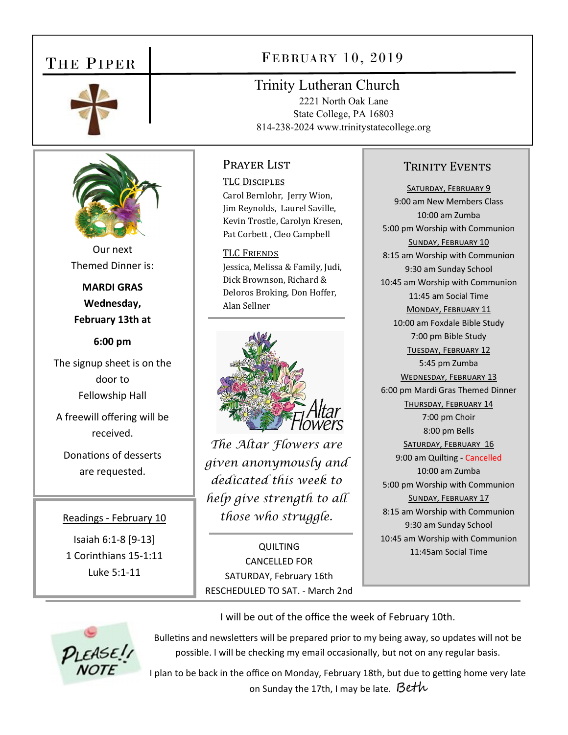# The Piper

## February 10, 2019

**Trinity Lutheran Church**
2221 North Oak Lane
State College, PA 16803
814-238-2024 www.trinitystatecollege.org

Our next Themed Dinner is:

**MARDI GRAS**
**Wednesday, February 13th at**

**6:00 pm**

The signup sheet is on the door to Fellowship Hall

A freewill offering will be received.

Donations of desserts are requested.

### Readings - February 10

Isaiah 6:1-8 [9-13]
1 Corinthians 15-1:11
Luke 5:1-11

## Prayer List

### TLC Disciples

Carol Bernlohr, Jerry Wion, Jim Reynolds, Laurel Saville, Kevin Trostle, Carolyn Kresen, Pat Corbett , Cleo Campbell

### TLC Friends

Jessica, Melissa & Family, Judi, Dick Brownson, Richard & Deloros Broking, Don Hoffer, Alan Sellner

Altar Flowers

*The Altar Flowers are given anonymously and dedicated this week to help give strength to all those who struggle.*

QUILTING
CANCELLED FOR
SATURDAY, February 16th
RESCHEDULED TO SAT. - March 2nd

## Trinity Events

**Saturday, February 9**
9:00 am New Members Class
10:00 am Zumba
5:00 pm Worship with Communion

**Sunday, February 10**
8:15 am Worship with Communion
9:30 am Sunday School
10:45 am Worship with Communion
11:45 am Social Time

**Monday, February 11**
10:00 am Foxdale Bible Study
7:00 pm Bible Study

**Tuesday, February 12**
5:45 pm Zumba

**Wednesday, February 13**
6:00 pm Mardi Gras Themed Dinner

**Thursday, February 14**
7:00 pm Choir
8:00 pm Bells

**Saturday, February 16**
9:00 am Quilting - Cancelled
10:00 am Zumba
5:00 pm Worship with Communion

**Sunday, February 17**
8:15 am Worship with Communion
9:30 am Sunday School
10:45 am Worship with Communion
11:45am Social Time

---

PLEASE! NOTE

I will be out of the office the week of February 10th.

Bulletins and newsletters will be prepared prior to my being away, so updates will not be possible. I will be checking my email occasionally, but not on any regular basis.

I plan to be back in the office on Monday, February 18th, but due to getting home very late on Sunday the 17th, I may be late. Beth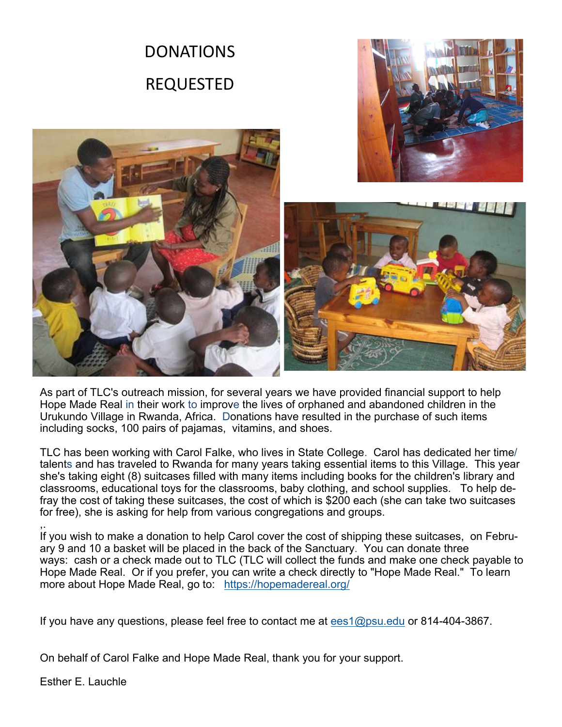# DONATIONS REQUESTED

As part of TLC's outreach mission, for several years we have provided financial support to help Hope Made Real in their work to improve the lives of orphaned and abandoned children in the Urukundo Village in Rwanda, Africa. Donations have resulted in the purchase of such items including socks, 100 pairs of pajamas, vitamins, and shoes.

TLC has been working with Carol Falke, who lives in State College. Carol has dedicated her time/talents and has traveled to Rwanda for many years taking essential items to this Village. This year she's taking eight (8) suitcases filled with many items including books for the children's library and classrooms, educational toys for the classrooms, baby clothing, and school supplies. To help defray the cost of taking these suitcases, the cost of which is $200 each (she can take two suitcases for free), she is asking for help from various congregations and groups.

,.

If you wish to make a donation to help Carol cover the cost of shipping these suitcases, on February 9 and 10 a basket will be placed in the back of the Sanctuary. You can donate three ways: cash or a check made out to TLC (TLC will collect the funds and make one check payable to Hope Made Real. Or if you prefer, you can write a check directly to "Hope Made Real." To learn more about Hope Made Real, go to: https://hopemadereal.org/

If you have any questions, please feel free to contact me at ees1@psu.edu or 814-404-3867.

On behalf of Carol Falke and Hope Made Real, thank you for your support.

Esther E. Lauchle